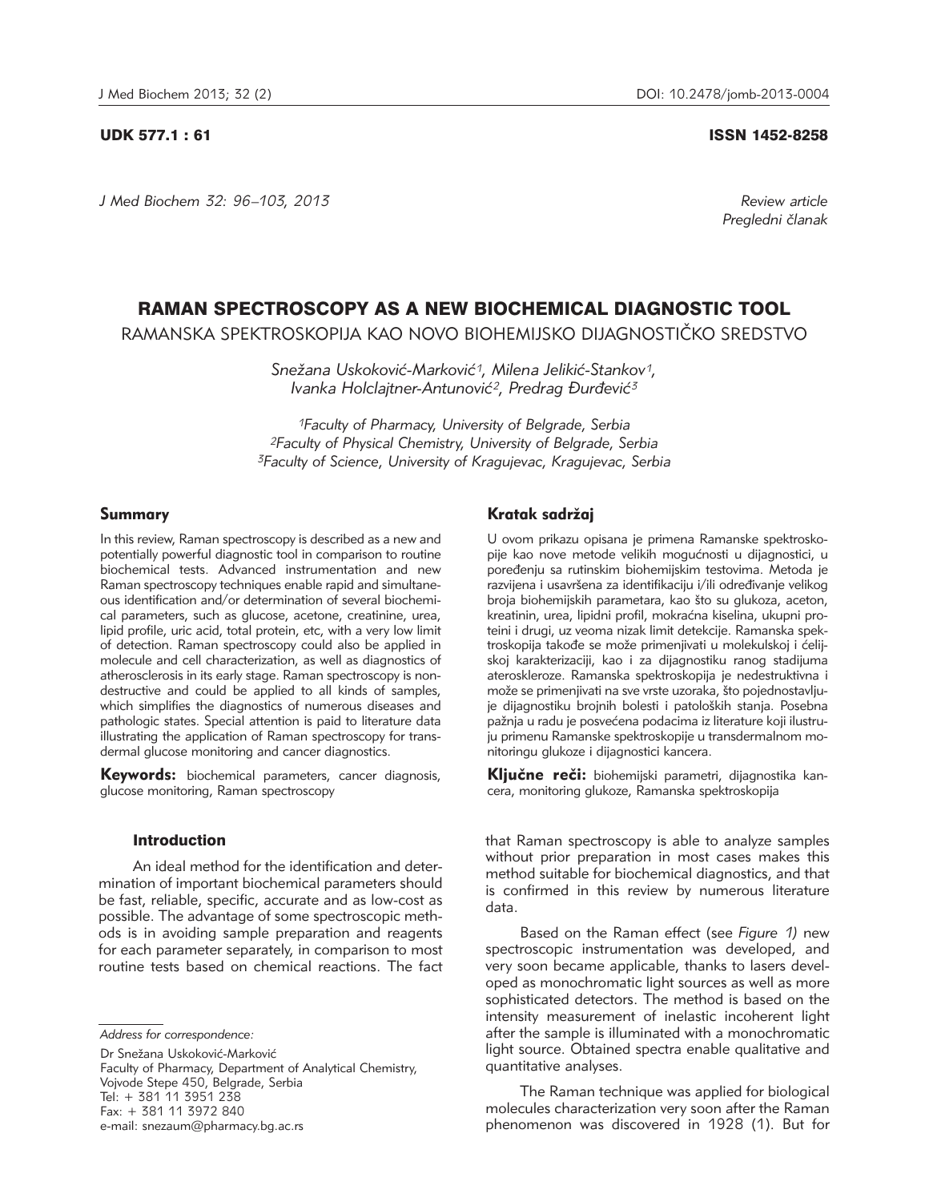UDK 577.1 : 61

ISSN 1452-8258

*Review article*
*Pregledni članak*

# RAMAN SPECTROSCOPY AS A NEW BIOCHEMICAL DIAGNOSTIC TOOL

RAMANSKA SPEKTROSKOPIJA KAO NOVO BIOHEMIJSKO DIJAGNOSTIČKO SREDSTVO

*Snežana Usković-Marković[1], Milena Jelikić-Stankov[1], Ivanka Holclajtner-Antunović[2], Predrag Đurđević[3]*

*[1]Faculty of Pharmacy, University of Belgrade, Serbia*
*[2]Faculty of Physical Chemistry, University of Belgrade, Serbia*
*[3]Faculty of Science, University of Kragujevac, Kragujevac, Serbia*

## Summary

In this review, Raman spectroscopy is described as a new and potentially powerful diagnostic tool in comparison to routine biochemical tests. Advanced instrumentation and new Raman spectroscopy techniques enable rapid and simultaneous identification and/or determination of several biochemical parameters, such as glucose, acetone, creatinine, urea, lipid profile, uric acid, total protein, etc, with a very low limit of detection. Raman spectroscopy could also be applied in molecule and cell characterization, as well as diagnostics of atherosclerosis in its early stage. Raman spectroscopy is nondestructive and could be applied to all kinds of samples, which simplifies the diagnostics of numerous diseases and pathologic states. Special attention is paid to literature data illustrating the application of Raman spectroscopy for transdermal glucose monitoring and cancer diagnostics.

**Keywords:** biochemical parameters, cancer diagnosis, glucose monitoring, Raman spectroscopy

## Kratak sadržaj

U ovom prikazu opisana je primena Ramanske spektroskopije kao nove metode velikih mogućnosti u dijagnostici, u poređenju sa rutinskim biohemijskim testovima. Metoda je razvijena i usavršena za identifikaciju i/ili određivanje velikog broja biohemijskih parametara, kao što su glukoza, aceton, kreatinin, urea, lipidni profil, mokraćna kiselina, ukupni proteini i drugi, uz veoma nizak limit detekcije. Ramanska spektroskopija takođe se može primenjivati u molekulskoj i ćelijskoj karakterizaciji, kao i za dijagnostiku ranog stadijuma ateroskleroze. Ramanska spektroskopija je nedestruktivna i može se primenjivati na sve vrste uzoraka, što pojednostavljuje dijagnostiku brojnih bolesti i patoloških stanja. Posebna pažnja u radu je posvećena podacima iz literature koji ilustruju primenu Ramanske spektroskopije u transdermalnom monitoringu glukoze i dijagnostici kancera.

**Ključne reči:** biohemijski parametri, dijagnostika kancera, monitoring glukoze, Ramanska spektroskopija

## Introduction

An ideal method for the identification and determination of important biochemical parameters should be fast, reliable, specific, accurate and as low-cost as possible. The advantage of some spectroscopic methods is in avoiding sample preparation and reagents for each parameter separately, in comparison to most routine tests based on chemical reactions. The fact that Raman spectroscopy is able to analyze samples without prior preparation in most cases makes this method suitable for biochemical diagnostics, and that is confirmed in this review by numerous literature data.

Based on the Raman effect (see *Figure 1)* new spectroscopic instrumentation was developed, and very soon became applicable, thanks to lasers developed as monochromatic light sources as well as more sophisticated detectors. The method is based on the intensity measurement of inelastic incoherent light after the sample is illuminated with a monochromatic light source. Obtained spectra enable qualitative and quantitative analyses.

The Raman technique was applied for biological molecules characterization very soon after the Raman phenomenon was discovered in 1928 (1). But for

*Address for correspondence:*

Dr Snežana Usković-Marković
Faculty of Pharmacy, Department of Analytical Chemistry,
Vojvode Stepe 450, Belgrade, Serbia
Tel: + 381 11 3951 238
Fax: + 381 11 3972 840
e-mail: snezaum@pharmacy.bg.ac.rs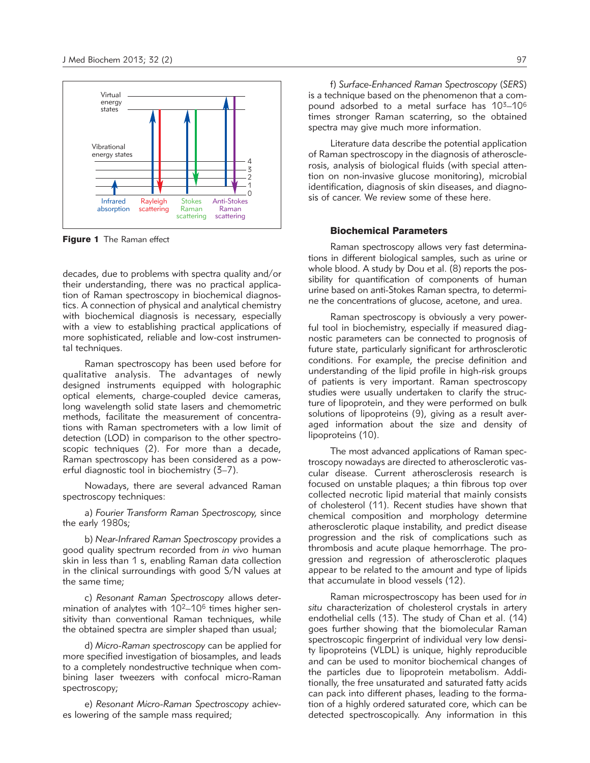Virtual energy states

Vibrational energy states

4
3
2
1
0

Infrared absorption | Rayleigh scattering | Stokes Raman scattering | Anti-Stokes Raman scattering

**Figure 1** The Raman effect

decades, due to problems with spectra quality and/or their understanding, there was no practical application of Raman spectroscopy in biochemical diagnostics. A connection of physical and analytical chemistry with biochemical diagnosis is necessary, especially with a view to establishing practical applications of more sophisticated, reliable and low-cost instrumental techniques.

Raman spectroscopy has been used before for qualitative analysis. The advantages of newly designed instruments equipped with holographic optical elements, charge-coupled device cameras, long wavelength solid state lasers and chemometric methods, facilitate the measurement of concentrations with Raman spectrometers with a low limit of detection (LOD) in comparison to the other spectroscopic techniques (2). For more than a decade, Raman spectroscopy has been considered as a powerful diagnostic tool in biochemistry (3–7).

Nowadays, there are several advanced Raman spectroscopy techniques:

a) *Fourier Transform Raman Spectroscopy*, since the early 1980s;

b) *Near-Infrared Raman Spectroscopy* provides a good quality spectrum recorded from *in vivo* human skin in less than 1 s, enabling Raman data collection in the clinical surroundings with good S/N values at the same time;

c) *Resonant Raman Spectroscopy* allows determination of analytes with $10^2$–$10^6$ times higher sensitivity than conventional Raman techniques, while the obtained spectra are simpler shaped than usual;

d) *Micro-Raman spectroscopy* can be applied for more specified investigation of biosamples, and leads to a completely nondestructive technique when combining laser tweezers with confocal micro-Raman spectroscopy;

e) *Resonant Micro-Raman Spectroscopy* achieves lowering of the sample mass required;

f) *Surface-Enhanced Raman Spectroscopy* (*SERS*) is a technique based on the phenomenon that a compound adsorbed to a metal surface has $10^3$–$10^6$ times stronger Raman scaterring, so the obtained spectra may give much more information.

Literature data describe the potential application of Raman spectroscopy in the diagnosis of atherosclerosis, analysis of biological fluids (with special attention on non-invasive glucose monitoring), microbial identification, diagnosis of skin diseases, and diagnosis of cancer. We review some of these here.

## Biochemical Parameters

Raman spectroscopy allows very fast determinations in different biological samples, such as urine or whole blood. A study by Dou et al. (8) reports the possibility for quantification of components of human urine based on anti-Stokes Raman spectra, to determine the concentrations of glucose, acetone, and urea.

Raman spectroscopy is obviously a very powerful tool in biochemistry, especially if measured diagnostic parameters can be connected to prognosis of future state, particularly significant for arthrosclerotic conditions. For example, the precise definition and understanding of the lipid profile in high-risk groups of patients is very important. Raman spectroscopy studies were usually undertaken to clarify the structure of lipoprotein, and they were performed on bulk solutions of lipoproteins (9), giving as a result averaged information about the size and density of lipoproteins (10).

The most advanced applications of Raman spectroscopy nowadays are directed to atherosclerotic vascular disease. Current atherosclerosis research is focused on unstable plaques; a thin fibrous top over collected necrotic lipid material that mainly consists of cholesterol (11). Recent studies have shown that chemical composition and morphology determine atherosclerotic plaque instability, and predict disease progression and the risk of complications such as thrombosis and acute plaque hemorrhage. The progression and regression of atherosclerotic plaques appear to be related to the amount and type of lipids that accumulate in blood vessels (12).

Raman microspectroscopy has been used for *in situ* characterization of cholesterol crystals in artery endothelial cells (13). The study of Chan et al. (14) goes further showing that the biomolecular Raman spectroscopic fingerprint of individual very low density lipoproteins (VLDL) is unique, highly reproducible and can be used to monitor biochemical changes of the particles due to lipoprotein metabolism. Additionally, the free unsaturated and saturated fatty acids can pack into different phases, leading to the formation of a highly ordered saturated core, which can be detected spectroscopically. Any information in this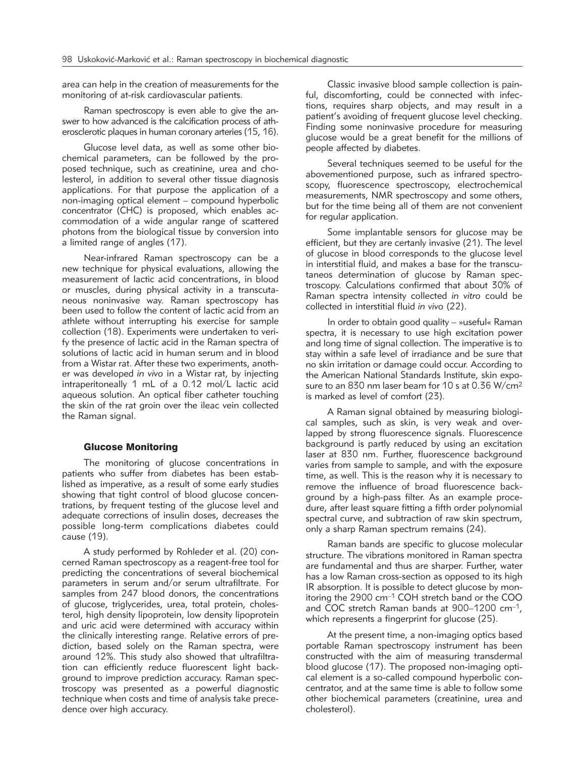area can help in the creation of measurements for the monitoring of at-risk cardiovascular patients.

Raman spectroscopy is even able to give the answer to how advanced is the calcification process of atherosclerotic plaques in human coronary arteries (15, 16).

Glucose level data, as well as some other biochemical parameters, can be followed by the proposed technique, such as creatinine, urea and cholesterol, in addition to several other tissue diagnosis applications. For that purpose the application of a non-imaging optical element – compound hyperbolic concentrator (CHC) is proposed, which enables accommodation of a wide angular range of scattered photons from the biological tissue by conversion into a limited range of angles (17).

Near-infrared Raman spectroscopy can be a new technique for physical evaluations, allowing the measurement of lactic acid concentrations, in blood or muscles, during physical activity in a transcutaneous noninvasive way. Raman spectroscopy has been used to follow the content of lactic acid from an athlete without interrupting his exercise for sample collection (18). Experiments were undertaken to verify the presence of lactic acid in the Raman spectra of solutions of lactic acid in human serum and in blood from a Wistar rat. After these two experiments, another was developed *in vivo* in a Wistar rat, by injecting intraperitoneally 1 mL of a 0.12 mol/L lactic acid aqueous solution. An optical fiber catheter touching the skin of the rat groin over the ileac vein collected the Raman signal.

## Glucose Monitoring

The monitoring of glucose concentrations in patients who suffer from diabetes has been established as imperative, as a result of some early studies showing that tight control of blood glucose concentrations, by frequent testing of the glucose level and adequate corrections of insulin doses, decreases the possible long-term complications diabetes could cause (19).

A study performed by Rohleder et al. (20) concerned Raman spectroscopy as a reagent-free tool for predicting the concentrations of several biochemical parameters in serum and/or serum ultrafiltrate. For samples from 247 blood donors, the concentrations of glucose, triglycerides, urea, total protein, cholesterol, high density lipoprotein, low density lipoprotein and uric acid were determined with accuracy within the clinically interesting range. Relative errors of prediction, based solely on the Raman spectra, were around 12%. This study also showed that ultrafiltration can efficiently reduce fluorescent light background to improve prediction accuracy. Raman spectroscopy was presented as a powerful diagnostic technique when costs and time of analysis take precedence over high accuracy.

Classic invasive blood sample collection is painful, discomforting, could be connected with infections, requires sharp objects, and may result in a patient's avoiding of frequent glucose level checking. Finding some noninvasive procedure for measuring glucose would be a great benefit for the millions of people affected by diabetes.

Several techniques seemed to be useful for the abovementioned purpose, such as infrared spectroscopy, fluorescence spectroscopy, electrochemical measurements, NMR spectroscopy and some others, but for the time being all of them are not convenient for regular application.

Some implantable sensors for glucose may be efficient, but they are certanly invasive (21). The level of glucose in blood corresponds to the glucose level in interstitial fluid, and makes a base for the transcutaneos determination of glucose by Raman spectroscopy. Calculations confirmed that about 30% of Raman spectra intensity collected *in vitro* could be collected in interstitial fluid *in vivo* (22).

In order to obtain good quality – »useful« Raman spectra, it is necessary to use high excitation power and long time of signal collection. The imperative is to stay within a safe level of irradiance and be sure that no skin irritation or damage could occur. According to the American National Standards Institute, skin exposure to an 830 nm laser beam for 10 s at 0.36 W/cm$^2$ is marked as level of comfort (23).

A Raman signal obtained by measuring biological samples, such as skin, is very weak and overlapped by strong fluorescence signals. Fluorescence background is partly reduced by using an excitation laser at 830 nm. Further, fluorescence background varies from sample to sample, and with the exposure time, as well. This is the reason why it is necessary to remove the influence of broad fluorescence background by a high-pass filter. As an example procedure, after least square fitting a fifth order polynomial spectral curve, and subtraction of raw skin spectrum, only a sharp Raman spectrum remains (24).

Raman bands are specific to glucose molecular structure. The vibrations monitored in Raman spectra are fundamental and thus are sharper. Further, water has a low Raman cross-section as opposed to its high IR absorption. It is possible to detect glucose by monitoring the 2900 cm$^{-1}$ COH stretch band or the COO and COC stretch Raman bands at 900–1200 cm$^{-1}$, which represents a fingerprint for glucose (25).

At the present time, a non-imaging optics based portable Raman spectroscopy instrument has been constructed with the aim of measuring transdermal blood glucose (17). The proposed non-imaging optical element is a so-called compound hyperbolic concentrator, and at the same time is able to follow some other biochemical parameters (creatinine, urea and cholesterol).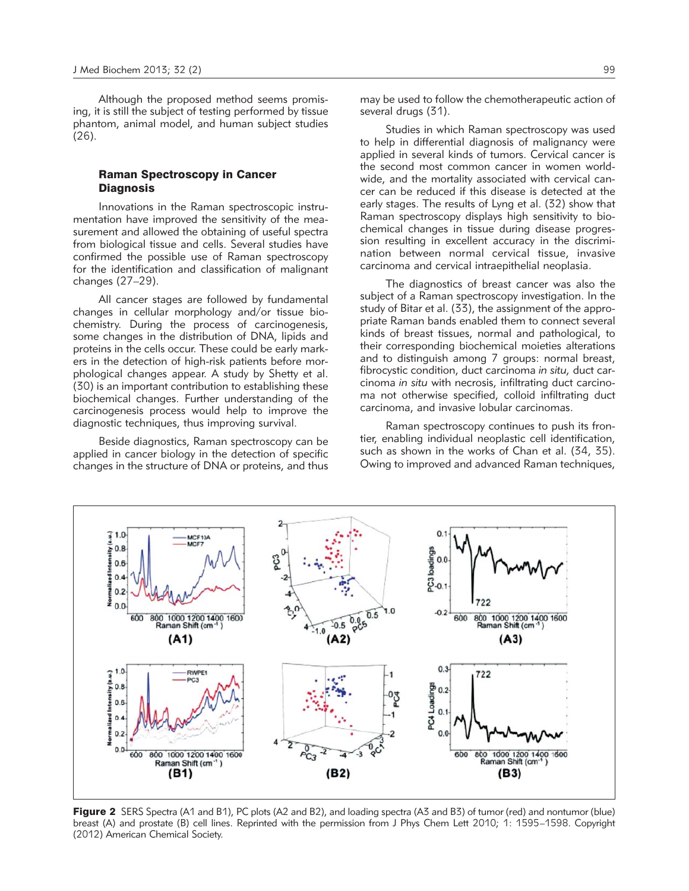Although the proposed method seems promising, it is still the subject of testing performed by tissue phantom, animal model, and human subject studies (26).

## Raman Spectroscopy in Cancer Diagnosis

Innovations in the Raman spectroscopic instrumentation have improved the sensitivity of the measurement and allowed the obtaining of useful spectra from biological tissue and cells. Several studies have confirmed the possible use of Raman spectroscopy for the identification and classification of malignant changes (27–29).

All cancer stages are followed by fundamental changes in cellular morphology and/or tissue biochemistry. During the process of carcinogenesis, some changes in the distribution of DNA, lipids and proteins in the cells occur. These could be early markers in the detection of high-risk patients before morphological changes appear. A study by Shetty et al. (30) is an important contribution to establishing these biochemical changes. Further understanding of the carcinogenesis process would help to improve the diagnostic techniques, thus improving survival.

Beside diagnostics, Raman spectroscopy can be applied in cancer biology in the detection of specific changes in the structure of DNA or proteins, and thus may be used to follow the chemotherapeutic action of several drugs (31).

Studies in which Raman spectroscopy was used to help in differential diagnosis of malignancy were applied in several kinds of tumors. Cervical cancer is the second most common cancer in women worldwide, and the mortality associated with cervical cancer can be reduced if this disease is detected at the early stages. The results of Lyng et al. (32) show that Raman spectroscopy displays high sensitivity to biochemical changes in tissue during disease progression resulting in excellent accuracy in the discrimination between normal cervical tissue, invasive carcinoma and cervical intraepithelial neoplasia.

The diagnostics of breast cancer was also the subject of a Raman spectroscopy investigation. In the study of Bitar et al. (33), the assignment of the appropriate Raman bands enabled them to connect several kinds of breast tissues, normal and pathological, to their corresponding biochemical moieties alterations and to distinguish among 7 groups: normal breast, fibrocystic condition, duct carcinoma *in situ*, duct carcinoma *in situ* with necrosis, infiltrating duct carcinoma not otherwise specified, colloid infiltrating duct carcinoma, and invasive lobular carcinomas.

Raman spectroscopy continues to push its frontier, enabling individual neoplastic cell identification, such as shown in the works of Chan et al. (34, 35). Owing to improved and advanced Raman techniques,

**Figure 2** SERS Spectra (A1 and B1), PC plots (A2 and B2), and loading spectra (A3 and B3) of tumor (red) and nontumor (blue) breast (A) and prostate (B) cell lines. Reprinted with the permission from J Phys Chem Lett 2010; 1: 1595–1598. Copyright (2012) American Chemical Society.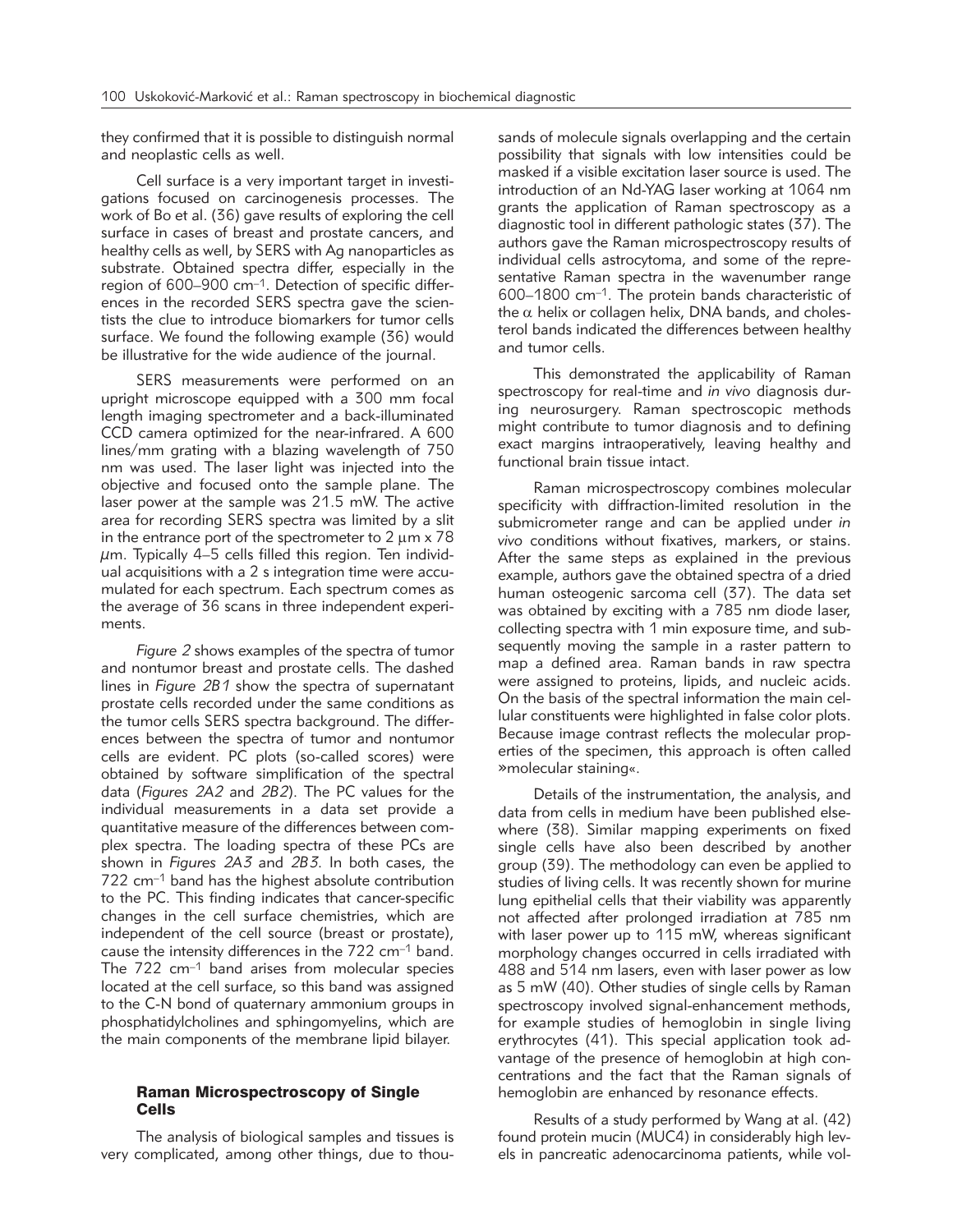they confirmed that it is possible to distinguish normal and neoplastic cells as well.

Cell surface is a very important target in investigations focused on carcinogenesis processes. The work of Bo et al. (36) gave results of exploring the cell surface in cases of breast and prostate cancers, and healthy cells as well, by SERS with Ag nanoparticles as substrate. Obtained spectra differ, especially in the region of 600–900 $cm^{-1}$. Detection of specific differences in the recorded SERS spectra gave the scientists the clue to introduce biomarkers for tumor cells surface. We found the following example (36) would be illustrative for the wide audience of the journal.

SERS measurements were performed on an upright microscope equipped with a 300 mm focal length imaging spectrometer and a back-illuminated CCD camera optimized for the near-infrared. A 600 lines/mm grating with a blazing wavelength of 750 nm was used. The laser light was injected into the objective and focused onto the sample plane. The laser power at the sample was 21.5 mW. The active area for recording SERS spectra was limited by a slit in the entrance port of the spectrometer to 2 μm x 78 μm. Typically 4–5 cells filled this region. Ten individual acquisitions with a 2 s integration time were accumulated for each spectrum. Each spectrum comes as the average of 36 scans in three independent experiments.

*Figure 2* shows examples of the spectra of tumor and nontumor breast and prostate cells. The dashed lines in *Figure 2B1* show the spectra of supernatant prostate cells recorded under the same conditions as the tumor cells SERS spectra background. The differences between the spectra of tumor and nontumor cells are evident. PC plots (so-called scores) were obtained by software simplification of the spectral data (*Figures 2A2* and *2B2*). The PC values for the individual measurements in a data set provide a quantitative measure of the differences between complex spectra. The loading spectra of these PCs are shown in *Figures 2A3* and *2B3*. In both cases, the 722 $cm^{-1}$ band has the highest absolute contribution to the PC. This finding indicates that cancer-specific changes in the cell surface chemistries, which are independent of the cell source (breast or prostate), cause the intensity differences in the 722 $cm^{-1}$ band. The 722 $cm^{-1}$ band arises from molecular species located at the cell surface, so this band was assigned to the C-N bond of quaternary ammonium groups in phosphatidylcholines and sphingomyelins, which are the main components of the membrane lipid bilayer.

## Raman Microspectroscopy of Single Cells

The analysis of biological samples and tissues is very complicated, among other things, due to thousands of molecule signals overlapping and the certain possibility that signals with low intensities could be masked if a visible excitation laser source is used. The introduction of an Nd-YAG laser working at 1064 nm grants the application of Raman spectroscopy as a diagnostic tool in different pathologic states (37). The authors gave the Raman microspectroscopy results of individual cells astrocytoma, and some of the representative Raman spectra in the wavenumber range 600–1800 $cm^{-1}$. The protein bands characteristic of the $\alpha$ helix or collagen helix, DNA bands, and cholesterol bands indicated the differences between healthy and tumor cells.

This demonstrated the applicability of Raman spectroscopy for real-time and *in vivo* diagnosis during neurosurgery. Raman spectroscopic methods might contribute to tumor diagnosis and to defining exact margins intraoperatively, leaving healthy and functional brain tissue intact.

Raman microspectroscopy combines molecular specificity with diffraction-limited resolution in the submicrometer range and can be applied under *in vivo* conditions without fixatives, markers, or stains. After the same steps as explained in the previous example, authors gave the obtained spectra of a dried human osteogenic sarcoma cell (37). The data set was obtained by exciting with a 785 nm diode laser, collecting spectra with 1 min exposure time, and subsequently moving the sample in a raster pattern to map a defined area. Raman bands in raw spectra were assigned to proteins, lipids, and nucleic acids. On the basis of the spectral information the main cellular constituents were highlighted in false color plots. Because image contrast reflects the molecular properties of the specimen, this approach is often called »molecular staining«.

Details of the instrumentation, the analysis, and data from cells in medium have been published elsewhere (38). Similar mapping experiments on fixed single cells have also been described by another group (39). The methodology can even be applied to studies of living cells. It was recently shown for murine lung epithelial cells that their viability was apparently not affected after prolonged irradiation at 785 nm with laser power up to 115 mW, whereas significant morphology changes occurred in cells irradiated with 488 and 514 nm lasers, even with laser power as low as 5 mW (40). Other studies of single cells by Raman spectroscopy involved signal-enhancement methods, for example studies of hemoglobin in single living erythrocytes (41). This special application took advantage of the presence of hemoglobin at high concentrations and the fact that the Raman signals of hemoglobin are enhanced by resonance effects.

Results of a study performed by Wang at al. (42) found protein mucin (MUC4) in considerably high levels in pancreatic adenocarcinoma patients, while vol-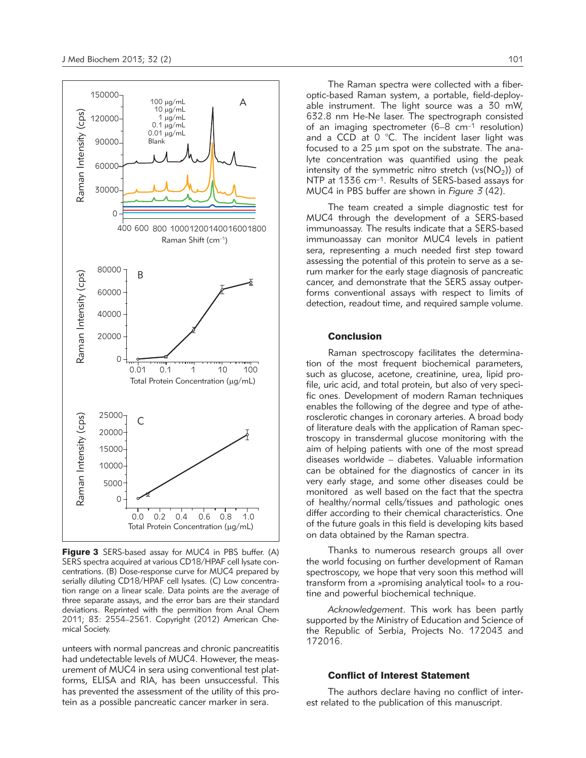A

Raman Intensity (cps)

150000
120000
90000
60000
30000
0

100 μg/mL
10 μg/mL
1 μg/mL
0.1 μg/mL
0.01 μg/mL
Blank

400 600 800 1000 1200 1400 1600 1800

Raman Shift (cm$^{-1}$)

B

Raman Intensity (cps)

80000
60000
40000
20000
0

0.01 0.1 1 10 100

Total Protein Concentration (μg/mL)

C

Raman Intensity (cps)

25000
20000
15000
10000
5000
0

0.0 0.2 0.4 0.6 0.8 1.0

Total Protein Concentration (μg/mL)

**Figure 3** SERS-based assay for MUC4 in PBS buffer. (A) SERS spectra acquired at various CD18/HPAF cell lysate concentrations. (B) Dose-response curve for MUC4 prepared by serially diluting CD18/HPAF cell lysates. (C) Low concentration range on a linear scale. Data points are the average of three separate assays, and the error bars are their standard deviations. Reprinted with the permition from Anal Chem 2011; 83: 2554–2561. Copyright (2012) American Chemical Society.

unteers with normal pancreas and chronic pancreatitis had undetectable levels of MUC4. However, the measurement of MUC4 in sera using conventional test platforms, ELISA and RIA, has been unsuccessful. This has prevented the assessment of the utility of this protein as a possible pancreatic cancer marker in sera.

The Raman spectra were collected with a fiber-optic-based Raman system, a portable, field-deployable instrument. The light source was a 30 mW, 632.8 nm He-Ne laser. The spectrograph consisted of an imaging spectrometer (6–8 cm$^{-1}$ resolution) and a CCD at 0 °C. The incident laser light was focused to a 25 μm spot on the substrate. The analyte concentration was quantified using the peak intensity of the symmetric nitro stretch ($\nu s(NO_2)$) of NTP at 1336 cm$^{-1}$. Results of SERS-based assays for MUC4 in PBS buffer are shown in *Figure 3* (42).

The team created a simple diagnostic test for MUC4 through the development of a SERS-based immunoassay. The results indicate that a SERS-based immunoassay can monitor MUC4 levels in patient sera, representing a much needed first step toward assessing the potential of this protein to serve as a serum marker for the early stage diagnosis of pancreatic cancer, and demonstrate that the SERS assay outperforms conventional assays with respect to limits of detection, readout time, and required sample volume.

## Conclusion

Raman spectroscopy facilitates the determination of the most frequent biochemical parameters, such as glucose, acetone, creatinine, urea, lipid profile, uric acid, and total protein, but also of very specific ones. Development of modern Raman techniques enables the following of the degree and type of atherosclerotic changes in coronary arteries. A broad body of literature deals with the application of Raman spectroscopy in transdermal glucose monitoring with the aim of helping patients with one of the most spread diseases worldwide – diabetes. Valuable information can be obtained for the diagnostics of cancer in its very early stage, and some other diseases could be monitored as well based on the fact that the spectra of healthy/normal cells/tissues and pathologic ones differ according to their chemical characteristics. One of the future goals in this field is developing kits based on data obtained by the Raman spectra.

Thanks to numerous research groups all over the world focusing on further development of Raman spectroscopy, we hope that very soon this method will transform from a »promising analytical tool« to a routine and powerful biochemical technique.

*Acknowledgement*. This work has been partly supported by the Ministry of Education and Science of the Republic of Serbia, Projects No. 172043 and 172016.

## Conflict of Interest Statement

The authors declare having no conflict of interest related to the publication of this manuscript.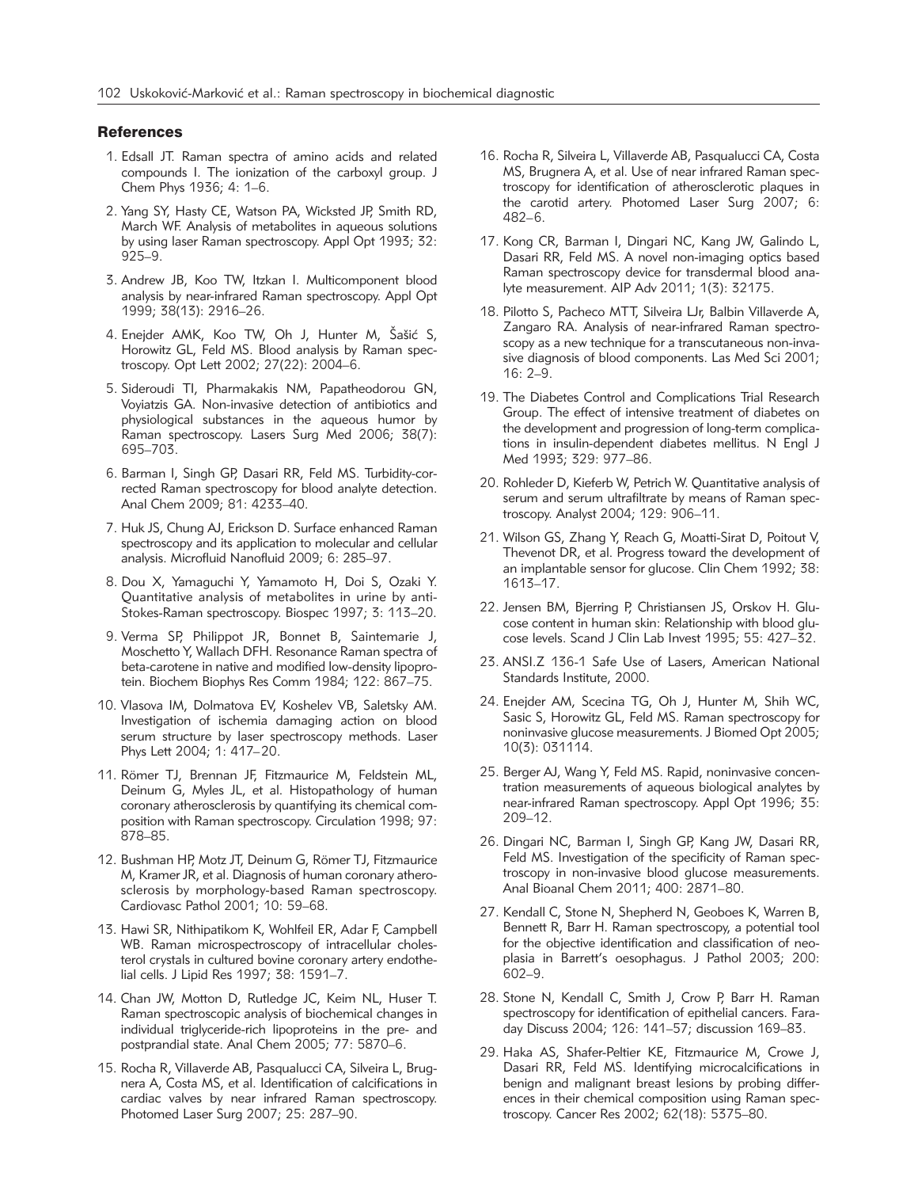## References

1. Edsall JT. Raman spectra of amino acids and related compounds I. The ionization of the carboxyl group. J Chem Phys 1936; 4: 1–6.
2. Yang SY, Hasty CE, Watson PA, Wicksted JP, Smith RD, March WF. Analysis of metabolites in aqueous solutions by using laser Raman spectroscopy. Appl Opt 1993; 32: 925–9.
3. Andrew JB, Koo TW, Itzkan I. Multicomponent blood analysis by near-infrared Raman spectroscopy. Appl Opt 1999; 38(13): 2916–26.
4. Enejder AMK, Koo TW, Oh J, Hunter M, Šašić S, Horowitz GL, Feld MS. Blood analysis by Raman spectroscopy. Opt Lett 2002; 27(22): 2004–6.
5. Sideroudi TI, Pharmakakis NM, Papatheodorou GN, Voyiatzis GA. Non-invasive detection of antibiotics and physiological substances in the aqueous humor by Raman spectroscopy. Lasers Surg Med 2006; 38(7): 695–703.
6. Barman I, Singh GP, Dasari RR, Feld MS. Turbidity-corrected Raman spectroscopy for blood analyte detection. Anal Chem 2009; 81: 4233–40.
7. Huk JS, Chung AJ, Erickson D. Surface enhanced Raman spectroscopy and its application to molecular and cellular analysis. Microfluid Nanofluid 2009; 6: 285–97.
8. Dou X, Yamaguchi Y, Yamamoto H, Doi S, Ozaki Y. Quantitative analysis of metabolites in urine by anti-Stokes-Raman spectroscopy. Biospec 1997; 3: 113–20.
9. Verma SP, Philippot JR, Bonnet B, Saintemarie J, Moschetto Y, Wallach DFH. Resonance Raman spectra of beta-carotene in native and modified low-density lipoprotein. Biochem Biophys Res Comm 1984; 122: 867–75.
10. Vlasova IM, Dolmatova EV, Koshelev VB, Saletsky AM. Investigation of ischemia damaging action on blood serum structure by laser spectroscopy methods. Laser Phys Lett 2004; 1: 417–20.
11. Römer TJ, Brennan JF, Fitzmaurice M, Feldstein ML, Deinum G, Myles JL, et al. Histopathology of human coronary atherosclerosis by quantifying its chemical composition with Raman spectroscopy. Circulation 1998; 97: 878–85.
12. Bushman HP, Motz JT, Deinum G, Römer TJ, Fitzmaurice M, Kramer JR, et al. Diagnosis of human coronary atherosclerosis by morphology-based Raman spectroscopy. Cardiovasc Pathol 2001; 10: 59–68.
13. Hawi SR, Nithipatikom K, Wohlfeil ER, Adar F, Campbell WB. Raman microspectroscopy of intracellular cholesterol crystals in cultured bovine coronary artery endothelial cells. J Lipid Res 1997; 38: 1591–7.
14. Chan JW, Motton D, Rutledge JC, Keim NL, Huser T. Raman spectroscopic analysis of biochemical changes in individual triglyceride-rich lipoproteins in the pre- and postprandial state. Anal Chem 2005; 77: 5870–6.
15. Rocha R, Villaverde AB, Pasqualucci CA, Silveira L, Brugnera A, Costa MS, et al. Identification of calcifications in cardiac valves by near infrared Raman spectroscopy. Photomed Laser Surg 2007; 25: 287–90.
16. Rocha R, Silveira L, Villaverde AB, Pasqualucci CA, Costa MS, Brugnera A, et al. Use of near infrared Raman spectroscopy for identification of atherosclerotic plaques in the carotid artery. Photomed Laser Surg 2007; 6: 482–6.
17. Kong CR, Barman I, Dingari NC, Kang JW, Galindo L, Dasari RR, Feld MS. A novel non-imaging optics based Raman spectroscopy device for transdermal blood analyte measurement. AIP Adv 2011; 1(3): 32175.
18. Pilotto S, Pacheco MTT, Silveira LJr, Balbin Villaverde A, Zangaro RA. Analysis of near-infrared Raman spectroscopy as a new technique for a transcutaneous non-invasive diagnosis of blood components. Las Med Sci 2001; 16: 2–9.
19. The Diabetes Control and Complications Trial Research Group. The effect of intensive treatment of diabetes on the development and progression of long-term complications in insulin-dependent diabetes mellitus. N Engl J Med 1993; 329: 977–86.
20. Rohleder D, Kieferb W, Petrich W. Quantitative analysis of serum and serum ultrafiltrate by means of Raman spectroscopy. Analyst 2004; 129: 906–11.
21. Wilson GS, Zhang Y, Reach G, Moatti-Sirat D, Poitout V, Thevenot DR, et al. Progress toward the development of an implantable sensor for glucose. Clin Chem 1992; 38: 1613–17.
22. Jensen BM, Bjerring P, Christiansen JS, Orskov H. Glucose content in human skin: Relationship with blood glucose levels. Scand J Clin Lab Invest 1995; 55: 427–32.
23. ANSI.Z 136-1 Safe Use of Lasers, American National Standards Institute, 2000.
24. Enejder AM, Scecina TG, Oh J, Hunter M, Shih WC, Sasic S, Horowitz GL, Feld MS. Raman spectroscopy for noninvasive glucose measurements. J Biomed Opt 2005; 10(3): 031114.
25. Berger AJ, Wang Y, Feld MS. Rapid, noninvasive concentration measurements of aqueous biological analytes by near-infrared Raman spectroscopy. Appl Opt 1996; 35: 209–12.
26. Dingari NC, Barman I, Singh GP, Kang JW, Dasari RR, Feld MS. Investigation of the specificity of Raman spectroscopy in non-invasive blood glucose measurements. Anal Bioanal Chem 2011; 400: 2871–80.
27. Kendall C, Stone N, Shepherd N, Geoboes K, Warren B, Bennett R, Barr H. Raman spectroscopy, a potential tool for the objective identification and classification of neoplasia in Barrett's oesophagus. J Pathol 2003; 200: 602–9.
28. Stone N, Kendall C, Smith J, Crow P, Barr H. Raman spectroscopy for identification of epithelial cancers. Faraday Discuss 2004; 126: 141–57; discussion 169–83.
29. Haka AS, Shafer-Peltier KE, Fitzmaurice M, Crowe J, Dasari RR, Feld MS. Identifying microcalcifications in benign and malignant breast lesions by probing differences in their chemical composition using Raman spectroscopy. Cancer Res 2002; 62(18): 5375–80.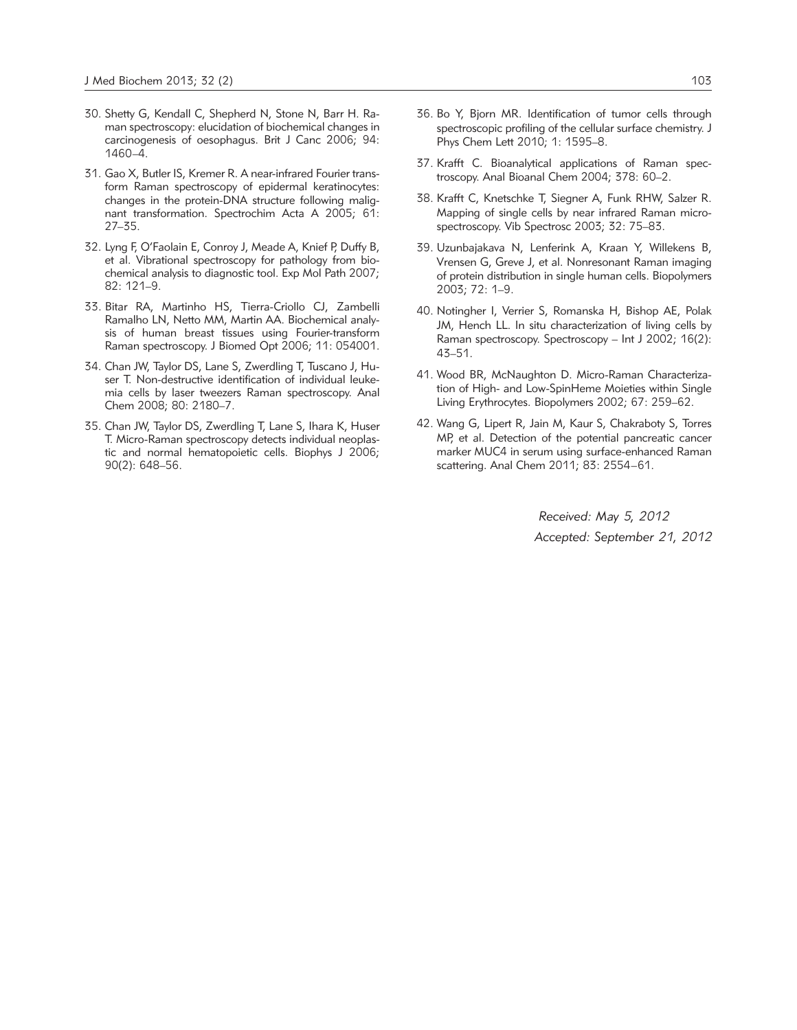30. Shetty G, Kendall C, Shepherd N, Stone N, Barr H. Raman spectroscopy: elucidation of biochemical changes in carcinogenesis of oesophagus. Brit J Canc 2006; 94: 1460–4.

31. Gao X, Butler IS, Kremer R. A near-infrared Fourier transform Raman spectroscopy of epidermal keratinocytes: changes in the protein-DNA structure following malignant transformation. Spectrochim Acta A 2005; 61: 27–35.

32. Lyng F, O'Faolain E, Conroy J, Meade A, Knief P, Duffy B, et al. Vibrational spectroscopy for pathology from biochemical analysis to diagnostic tool. Exp Mol Path 2007; 82: 121–9.

33. Bitar RA, Martinho HS, Tierra-Criollo CJ, Zambelli Ramalho LN, Netto MM, Martin AA. Biochemical analysis of human breast tissues using Fourier-transform Raman spectroscopy. J Biomed Opt 2006; 11: 054001.

34. Chan JW, Taylor DS, Lane S, Zwerdling T, Tuscano J, Huser T. Non-destructive identification of individual leukemia cells by laser tweezers Raman spectroscopy. Anal Chem 2008; 80: 2180–7.

35. Chan JW, Taylor DS, Zwerdling T, Lane S, Ihara K, Huser T. Micro-Raman spectroscopy detects individual neoplastic and normal hematopoietic cells. Biophys J 2006; 90(2): 648–56.

36. Bo Y, Bjorn MR. Identification of tumor cells through spectroscopic profiling of the cellular surface chemistry. J Phys Chem Lett 2010; 1: 1595–8.

37. Krafft C. Bioanalytical applications of Raman spectroscopy. Anal Bioanal Chem 2004; 378: 60–2.

38. Krafft C, Knetschke T, Siegner A, Funk RHW, Salzer R. Mapping of single cells by near infrared Raman microspectroscopy. Vib Spectrosc 2003; 32: 75–83.

39. Uzunbajakava N, Lenferink A, Kraan Y, Willekens B, Vrensen G, Greve J, et al. Nonresonant Raman imaging of protein distribution in single human cells. Biopolymers 2003; 72: 1–9.

40. Notingher I, Verrier S, Romanska H, Bishop AE, Polak JM, Hench LL. In situ characterization of living cells by Raman spectroscopy. Spectroscopy – Int J 2002; 16(2): 43–51.

41. Wood BR, McNaughton D. Micro-Raman Characterization of High- and Low-SpinHeme Moieties within Single Living Erythrocytes. Biopolymers 2002; 67: 259–62.

42. Wang G, Lipert R, Jain M, Kaur S, Chakraboty S, Torres MP, et al. Detection of the potential pancreatic cancer marker MUC4 in serum using surface-enhanced Raman scattering. Anal Chem 2011; 83: 2554–61.

*Received: May 5, 2012*
*Accepted: September 21, 2012*